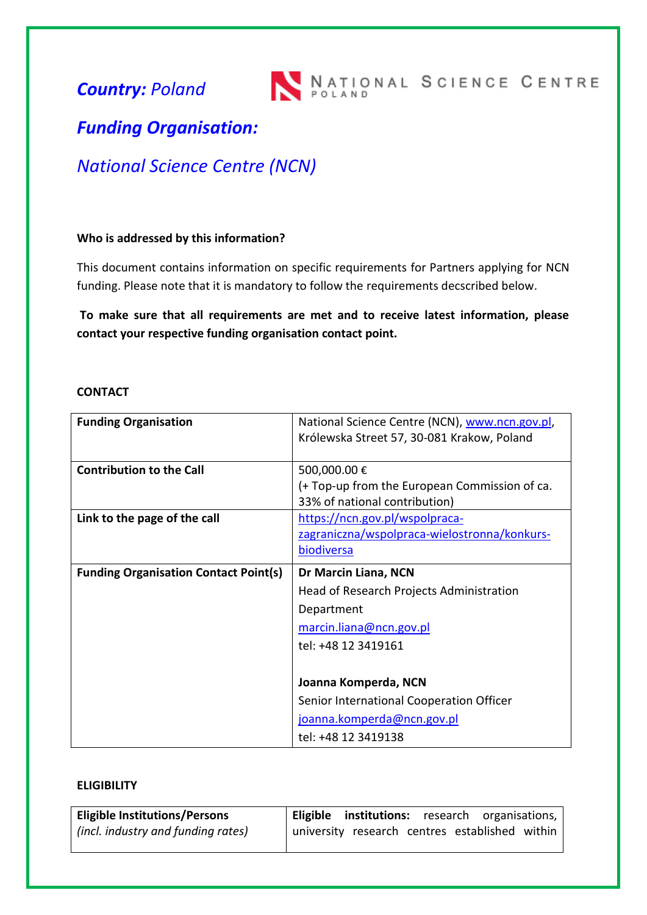# *Country:* Poland

## *Funding Organisation:*

## *National Science Centre (NCN)*

**Who is addressed by this information?**

This document contains information on specific requirements for Partners applying for NCN funding. Please note that it is mandatory to follow the requirements decscribed below.

**To make sure that all requirements are met and to receive latest information, please contact your respective funding organisation contact point.**

**CONTACT**

| | |
|---|---|
| **Funding Organisation** | National Science Centre (NCN), www.ncn.gov.pl, Królewska Street 57, 30-081 Krakow, Poland |
| **Contribution to the Call** | 500,000.00 € (+ Top-up from the European Commission of ca. 33% of national contribution) |
| **Link to the page of the call** | https://ncn.gov.pl/wspolpraca-zagraniczna/wspolpraca-wielostronna/konkurs-biodiversa |
| **Funding Organisation Contact Point(s)** | **Dr Marcin Liana, NCN**<br>Head of Research Projects Administration Department<br>marcin.liana@ncn.gov.pl<br>tel: +48 12 3419161<br><br>**Joanna Komperda, NCN**<br>Senior International Cooperation Officer<br>joanna.komperda@ncn.gov.pl<br>tel: +48 12 3419138 |

**ELIGIBILITY**

| | |
|---|---|
| **Eligible Institutions/Persons** *(incl. industry and funding rates)* | **Eligible institutions:** research organisations, university research centres established within |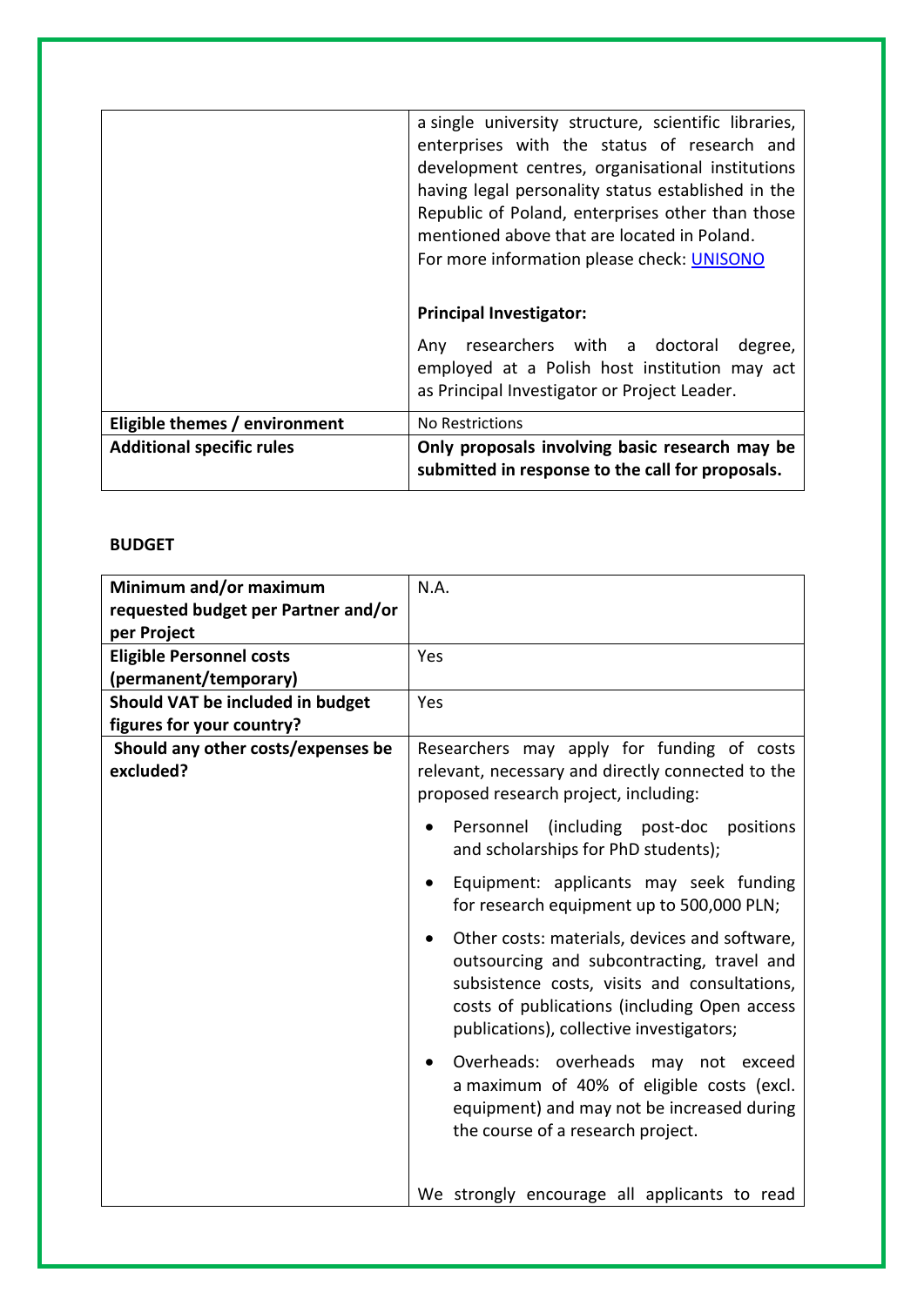| | |
|---|---|
| | a single university structure, scientific libraries, enterprises with the status of research and development centres, organisational institutions having legal personality status established in the Republic of Poland, enterprises other than those mentioned above that are located in Poland.<br>For more information please check: [UNISONO]()<br><br>**Principal Investigator:**<br><br>Any researchers with a doctoral degree, employed at a Polish host institution may act as Principal Investigator or Project Leader. |
| **Eligible themes / environment** | No Restrictions |
| **Additional specific rules** | **Only proposals involving basic research may be submitted in response to the call for proposals.** |

**BUDGET**

| | |
|---|---|
| **Minimum and/or maximum requested budget per Partner and/or per Project** | N.A. |
| **Eligible Personnel costs (permanent/temporary)** | Yes |
| **Should VAT be included in budget figures for your country?** | Yes |
| **Should any other costs/expenses be excluded?** | Researchers may apply for funding of costs relevant, necessary and directly connected to the proposed research project, including:<br>• Personnel (including post-doc positions and scholarships for PhD students);<br>• Equipment: applicants may seek funding for research equipment up to 500,000 PLN;<br>• Other costs: materials, devices and software, outsourcing and subcontracting, travel and subsistence costs, visits and consultations, costs of publications (including Open access publications), collective investigators;<br>• Overheads: overheads may not exceed a maximum of 40% of eligible costs (excl. equipment) and may not be increased during the course of a research project.<br><br>We strongly encourage all applicants to read |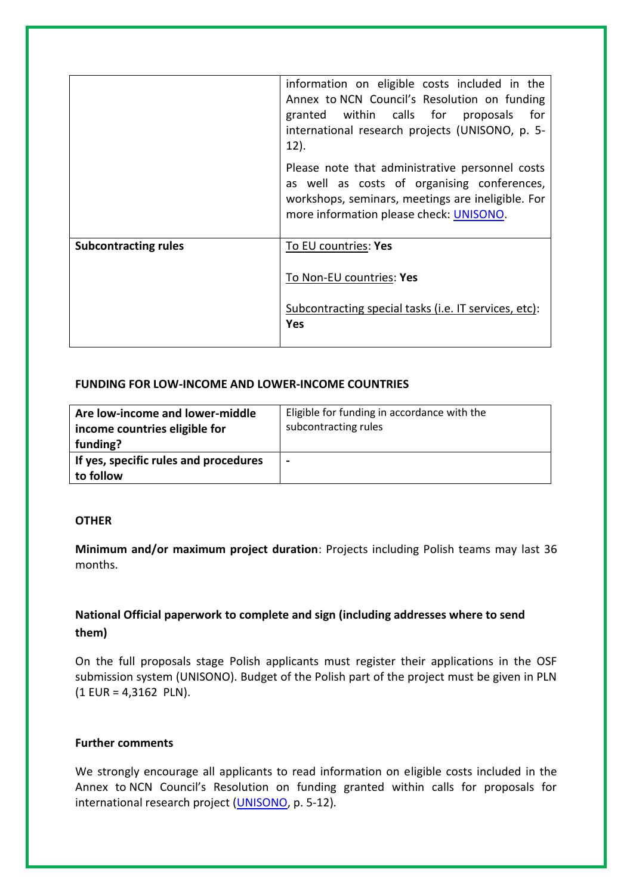| | |
|---|---|
| | information on eligible costs included in the Annex to NCN Council's Resolution on funding granted within calls for proposals for international research projects (UNISONO, p. 5-12).<br><br>Please note that administrative personnel costs as well as costs of organising conferences, workshops, seminars, meetings are ineligible. For more information please check: UNISONO. |
| **Subcontracting rules** | To EU countries: **Yes**<br><br>To Non-EU countries: **Yes**<br><br>Subcontracting special tasks (i.e. IT services, etc): **Yes** |

**FUNDING FOR LOW-INCOME AND LOWER-INCOME COUNTRIES**

| | |
|---|---|
| **Are low-income and lower-middle income countries eligible for funding?** | Eligible for funding in accordance with the subcontracting rules |
| **If yes, specific rules and procedures to follow** | - |

**OTHER**

**Minimum and/or maximum project duration**: Projects including Polish teams may last 36 months.

**National Official paperwork to complete and sign (including addresses where to send them)**

On the full proposals stage Polish applicants must register their applications in the OSF submission system (UNISONO). Budget of the Polish part of the project must be given in PLN (1 EUR = 4,3162 PLN).

**Further comments**

We strongly encourage all applicants to read information on eligible costs included in the Annex to NCN Council's Resolution on funding granted within calls for proposals for international research project (UNISONO, p. 5-12).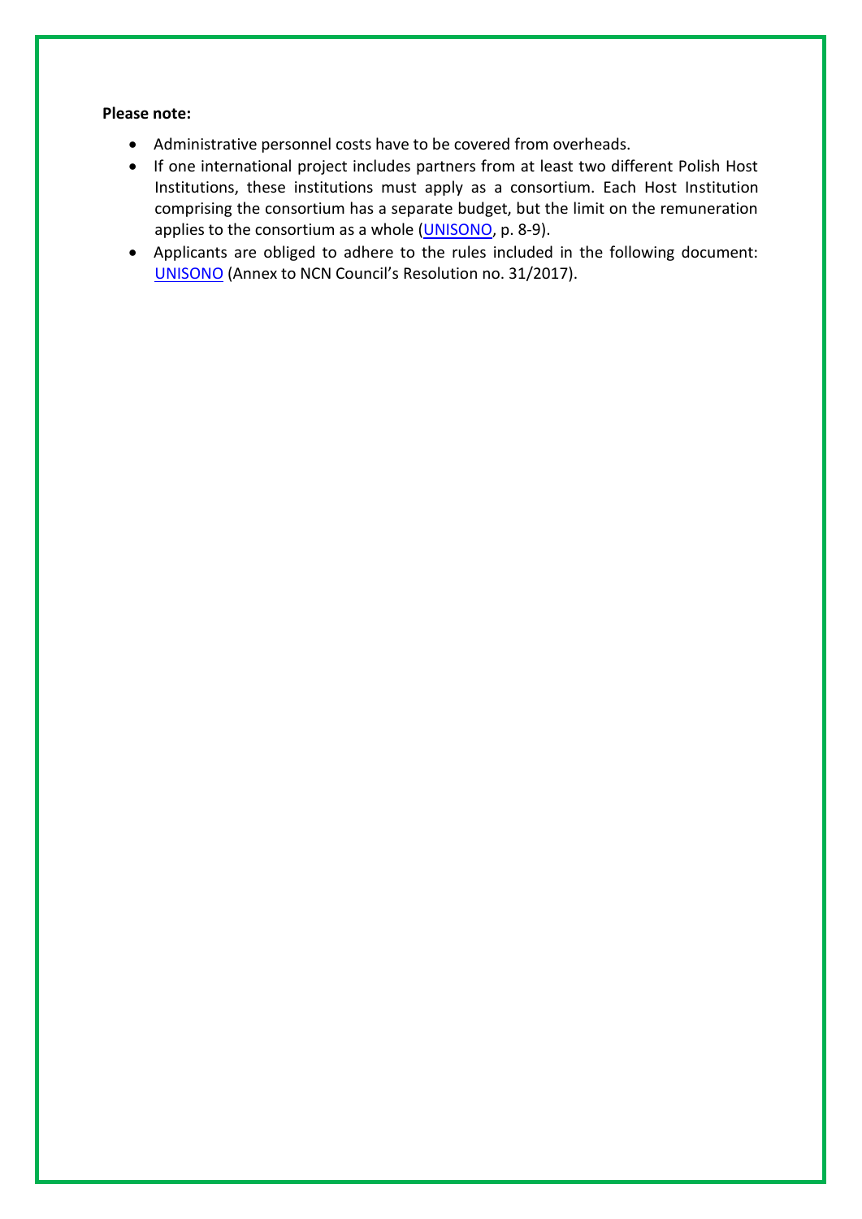**Please note:**

- Administrative personnel costs have to be covered from overheads.
- If one international project includes partners from at least two different Polish Host Institutions, these institutions must apply as a consortium. Each Host Institution comprising the consortium has a separate budget, but the limit on the remuneration applies to the consortium as a whole (UNISONO, p. 8-9).
- Applicants are obliged to adhere to the rules included in the following document: UNISONO (Annex to NCN Council's Resolution no. 31/2017).